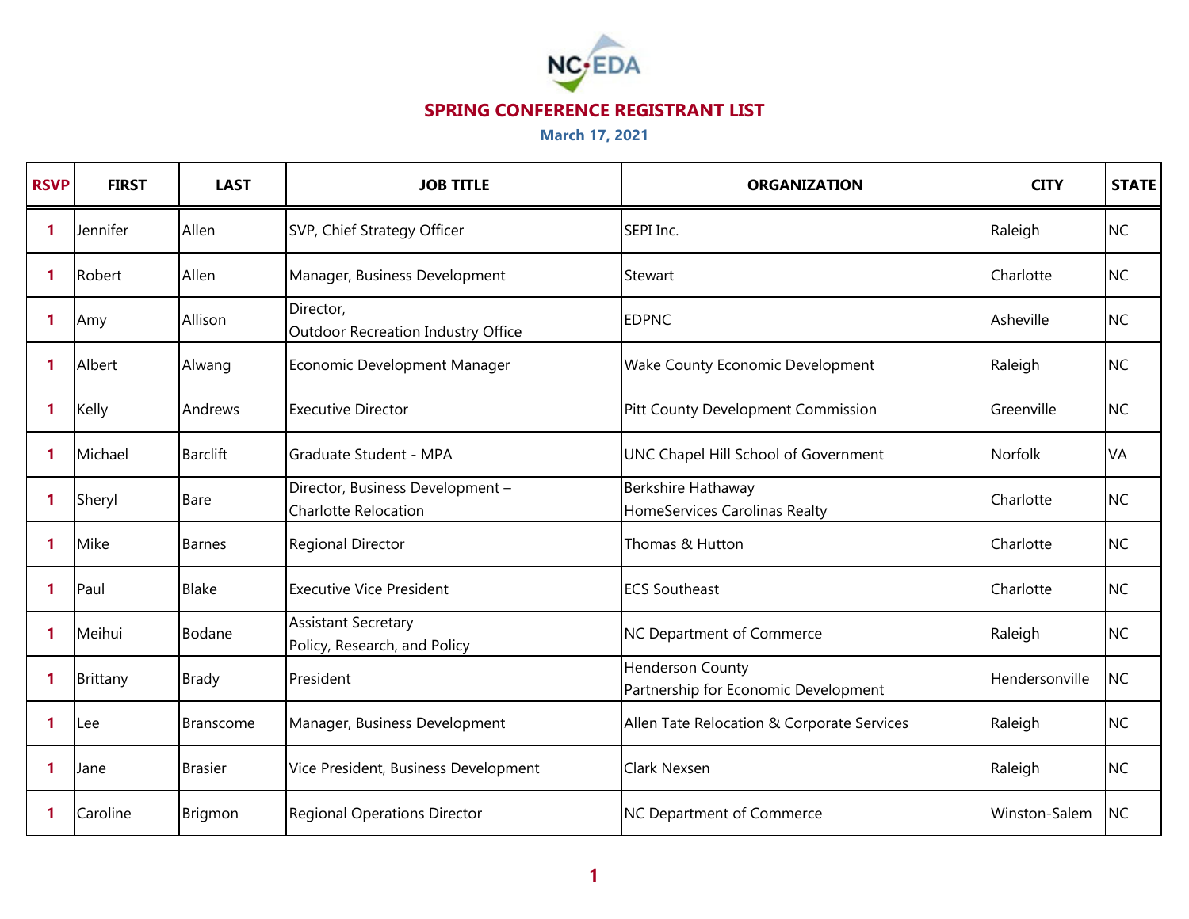NC•EDA

# SPRING CONFERENCE REGISTRANT LIST

**March 17, 2021**

| RSVP | FIRST | LAST | JOB TITLE | ORGANIZATION | CITY | STATE |
|---|---|---|---|---|---|---|
| 1 | Jennifer | Allen | SVP, Chief Strategy Officer | SEPI Inc. | Raleigh | NC |
| 1 | Robert | Allen | Manager, Business Development | Stewart | Charlotte | NC |
| 1 | Amy | Allison | Director, Outdoor Recreation Industry Office | EDPNC | Asheville | NC |
| 1 | Albert | Alwang | Economic Development Manager | Wake County Economic Development | Raleigh | NC |
| 1 | Kelly | Andrews | Executive Director | Pitt County Development Commission | Greenville | NC |
| 1 | Michael | Barclift | Graduate Student - MPA | UNC Chapel Hill School of Government | Norfolk | VA |
| 1 | Sheryl | Bare | Director, Business Development – Charlotte Relocation | Berkshire Hathaway HomeServices Carolinas Realty | Charlotte | NC |
| 1 | Mike | Barnes | Regional Director | Thomas & Hutton | Charlotte | NC |
| 1 | Paul | Blake | Executive Vice President | ECS Southeast | Charlotte | NC |
| 1 | Meihui | Bodane | Assistant Secretary Policy, Research, and Policy | NC Department of Commerce | Raleigh | NC |
| 1 | Brittany | Brady | President | Henderson County Partnership for Economic Development | Hendersonville | NC |
| 1 | Lee | Branscome | Manager, Business Development | Allen Tate Relocation & Corporate Services | Raleigh | NC |
| 1 | Jane | Brasier | Vice President, Business Development | Clark Nexsen | Raleigh | NC |
| 1 | Caroline | Brigmon | Regional Operations Director | NC Department of Commerce | Winston-Salem | NC |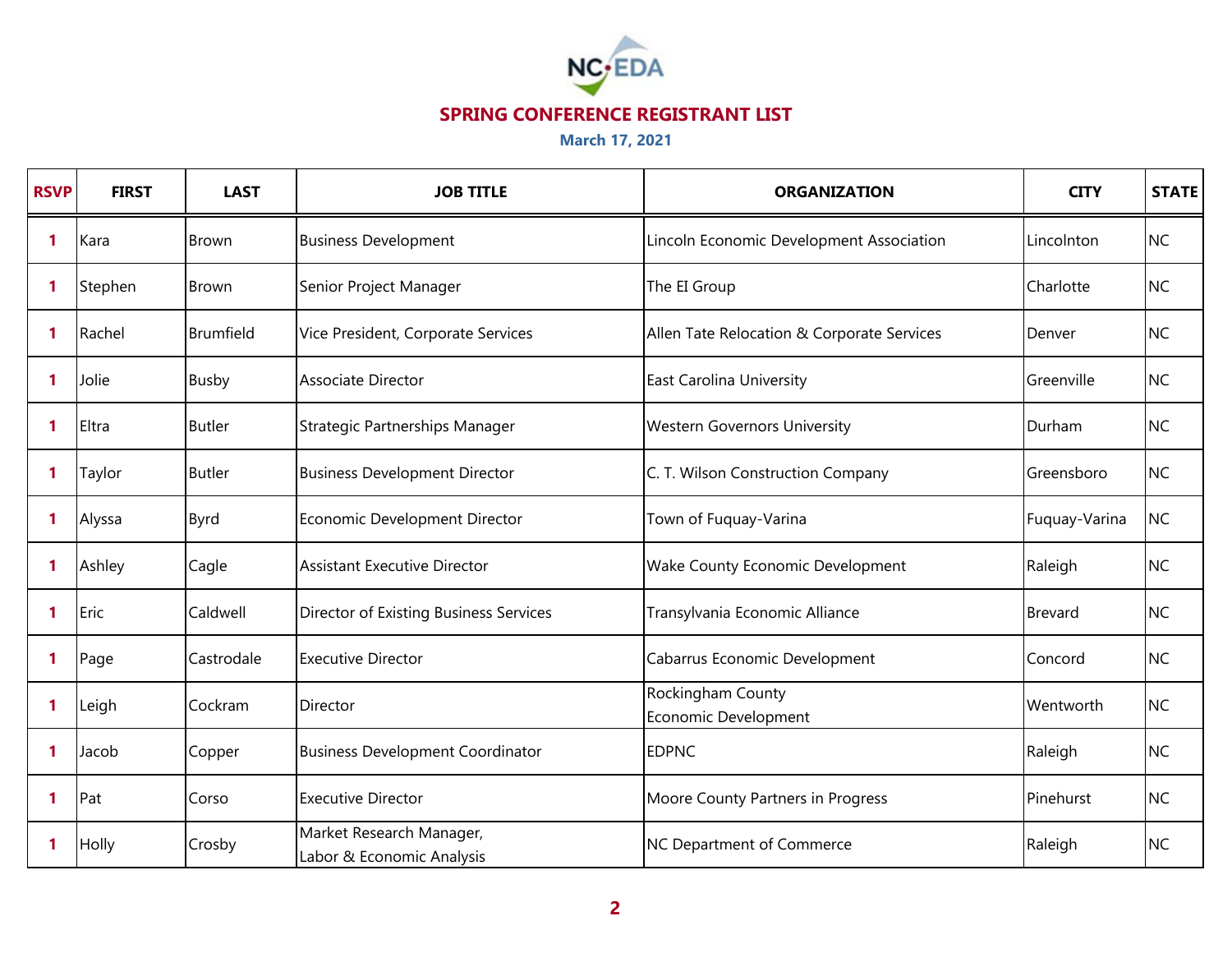## SPRING CONFERENCE REGISTRANT LIST

**March 17, 2021**

| RSVP | FIRST | LAST | JOB TITLE | ORGANIZATION | CITY | STATE |
|---|---|---|---|---|---|---|
| 1 | Kara | Brown | Business Development | Lincoln Economic Development Association | Lincolnton | NC |
| 1 | Stephen | Brown | Senior Project Manager | The EI Group | Charlotte | NC |
| 1 | Rachel | Brumfield | Vice President, Corporate Services | Allen Tate Relocation & Corporate Services | Denver | NC |
| 1 | Jolie | Busby | Associate Director | East Carolina University | Greenville | NC |
| 1 | Eltra | Butler | Strategic Partnerships Manager | Western Governors University | Durham | NC |
| 1 | Taylor | Butler | Business Development Director | C. T. Wilson Construction Company | Greensboro | NC |
| 1 | Alyssa | Byrd | Economic Development Director | Town of Fuquay-Varina | Fuquay-Varina | NC |
| 1 | Ashley | Cagle | Assistant Executive Director | Wake County Economic Development | Raleigh | NC |
| 1 | Eric | Caldwell | Director of Existing Business Services | Transylvania Economic Alliance | Brevard | NC |
| 1 | Page | Castrodale | Executive Director | Cabarrus Economic Development | Concord | NC |
| 1 | Leigh | Cockram | Director | Rockingham County Economic Development | Wentworth | NC |
| 1 | Jacob | Copper | Business Development Coordinator | EDPNC | Raleigh | NC |
| 1 | Pat | Corso | Executive Director | Moore County Partners in Progress | Pinehurst | NC |
| 1 | Holly | Crosby | Market Research Manager, Labor & Economic Analysis | NC Department of Commerce | Raleigh | NC |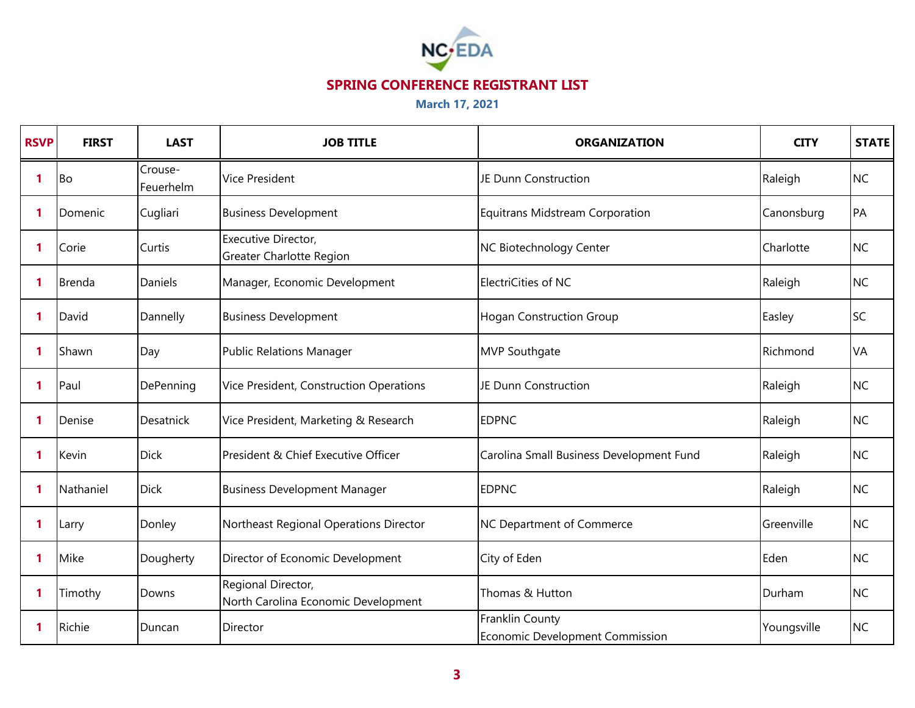NC-EDA

## SPRING CONFERENCE REGISTRANT LIST

**March 17, 2021**

| RSVP | FIRST | LAST | JOB TITLE | ORGANIZATION | CITY | STATE |
|---|---|---|---|---|---|---|
| 1 | Bo | Crouse-Feuerhelm | Vice President | JE Dunn Construction | Raleigh | NC |
| 1 | Domenic | Cugliari | Business Development | Equitrans Midstream Corporation | Canonsburg | PA |
| 1 | Corie | Curtis | Executive Director, Greater Charlotte Region | NC Biotechnology Center | Charlotte | NC |
| 1 | Brenda | Daniels | Manager, Economic Development | ElectriCities of NC | Raleigh | NC |
| 1 | David | Dannelly | Business Development | Hogan Construction Group | Easley | SC |
| 1 | Shawn | Day | Public Relations Manager | MVP Southgate | Richmond | VA |
| 1 | Paul | DePenning | Vice President, Construction Operations | JE Dunn Construction | Raleigh | NC |
| 1 | Denise | Desatnick | Vice President, Marketing & Research | EDPNC | Raleigh | NC |
| 1 | Kevin | Dick | President & Chief Executive Officer | Carolina Small Business Development Fund | Raleigh | NC |
| 1 | Nathaniel | Dick | Business Development Manager | EDPNC | Raleigh | NC |
| 1 | Larry | Donley | Northeast Regional Operations Director | NC Department of Commerce | Greenville | NC |
| 1 | Mike | Dougherty | Director of Economic Development | City of Eden | Eden | NC |
| 1 | Timothy | Downs | Regional Director, North Carolina Economic Development | Thomas & Hutton | Durham | NC |
| 1 | Richie | Duncan | Director | Franklin County Economic Development Commission | Youngsville | NC |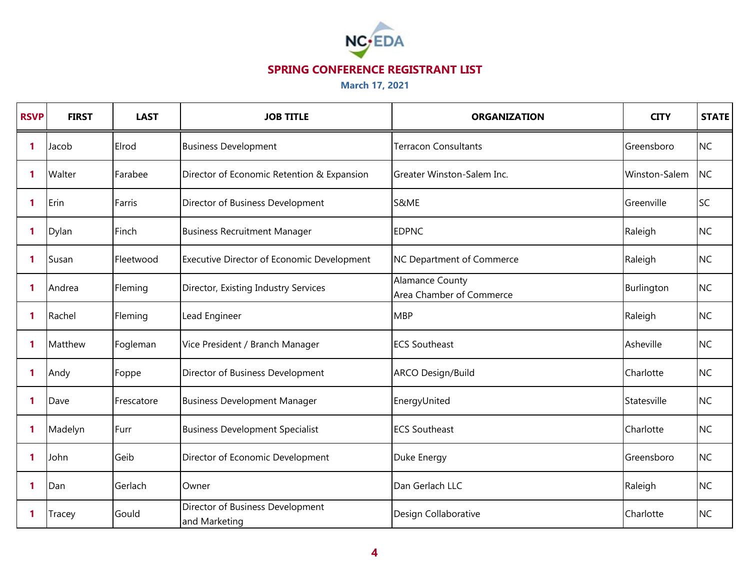NC•EDA

## SPRING CONFERENCE REGISTRANT LIST

**March 17, 2021**

| RSVP | FIRST | LAST | JOB TITLE | ORGANIZATION | CITY | STATE |
|---|---|---|---|---|---|---|
| 1 | Jacob | Elrod | Business Development | Terracon Consultants | Greensboro | NC |
| 1 | Walter | Farabee | Director of Economic Retention & Expansion | Greater Winston-Salem Inc. | Winston-Salem | NC |
| 1 | Erin | Farris | Director of Business Development | S&ME | Greenville | SC |
| 1 | Dylan | Finch | Business Recruitment Manager | EDPNC | Raleigh | NC |
| 1 | Susan | Fleetwood | Executive Director of Economic Development | NC Department of Commerce | Raleigh | NC |
| 1 | Andrea | Fleming | Director, Existing Industry Services | Alamance County Area Chamber of Commerce | Burlington | NC |
| 1 | Rachel | Fleming | Lead Engineer | MBP | Raleigh | NC |
| 1 | Matthew | Fogleman | Vice President / Branch Manager | ECS Southeast | Asheville | NC |
| 1 | Andy | Foppe | Director of Business Development | ARCO Design/Build | Charlotte | NC |
| 1 | Dave | Frescatore | Business Development Manager | EnergyUnited | Statesville | NC |
| 1 | Madelyn | Furr | Business Development Specialist | ECS Southeast | Charlotte | NC |
| 1 | John | Geib | Director of Economic Development | Duke Energy | Greensboro | NC |
| 1 | Dan | Gerlach | Owner | Dan Gerlach LLC | Raleigh | NC |
| 1 | Tracey | Gould | Director of Business Development and Marketing | Design Collaborative | Charlotte | NC |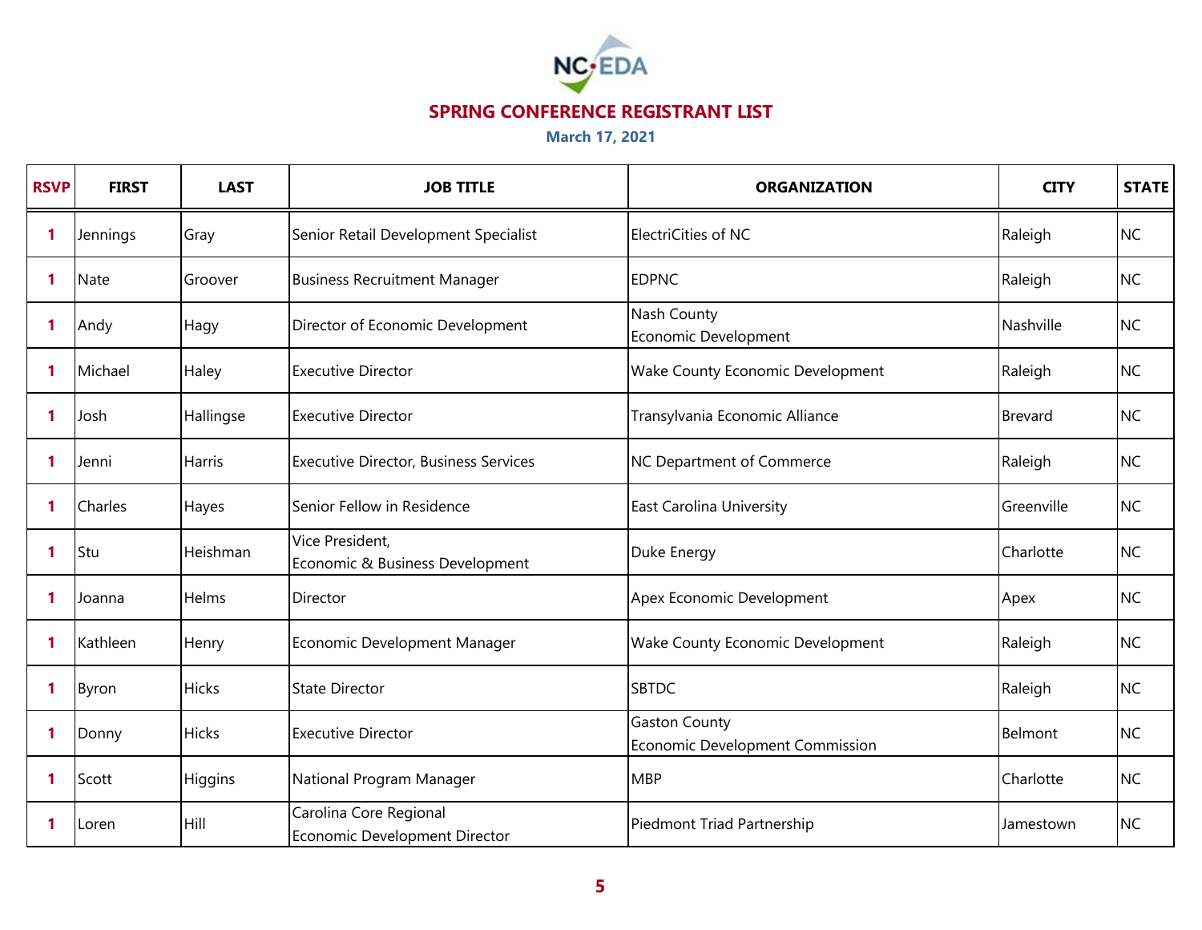NC•EDA

## SPRING CONFERENCE REGISTRANT LIST

**March 17, 2021**

| RSVP | FIRST | LAST | JOB TITLE | ORGANIZATION | CITY | STATE |
|---|---|---|---|---|---|---|
| 1 | Jennings | Gray | Senior Retail Development Specialist | ElectriCities of NC | Raleigh | NC |
| 1 | Nate | Groover | Business Recruitment Manager | EDPNC | Raleigh | NC |
| 1 | Andy | Hagy | Director of Economic Development | Nash County Economic Development | Nashville | NC |
| 1 | Michael | Haley | Executive Director | Wake County Economic Development | Raleigh | NC |
| 1 | Josh | Hallingse | Executive Director | Transylvania Economic Alliance | Brevard | NC |
| 1 | Jenni | Harris | Executive Director, Business Services | NC Department of Commerce | Raleigh | NC |
| 1 | Charles | Hayes | Senior Fellow in Residence | East Carolina University | Greenville | NC |
| 1 | Stu | Heishman | Vice President, Economic & Business Development | Duke Energy | Charlotte | NC |
| 1 | Joanna | Helms | Director | Apex Economic Development | Apex | NC |
| 1 | Kathleen | Henry | Economic Development Manager | Wake County Economic Development | Raleigh | NC |
| 1 | Byron | Hicks | State Director | SBTDC | Raleigh | NC |
| 1 | Donny | Hicks | Executive Director | Gaston County Economic Development Commission | Belmont | NC |
| 1 | Scott | Higgins | National Program Manager | MBP | Charlotte | NC |
| 1 | Loren | Hill | Carolina Core Regional Economic Development Director | Piedmont Triad Partnership | Jamestown | NC |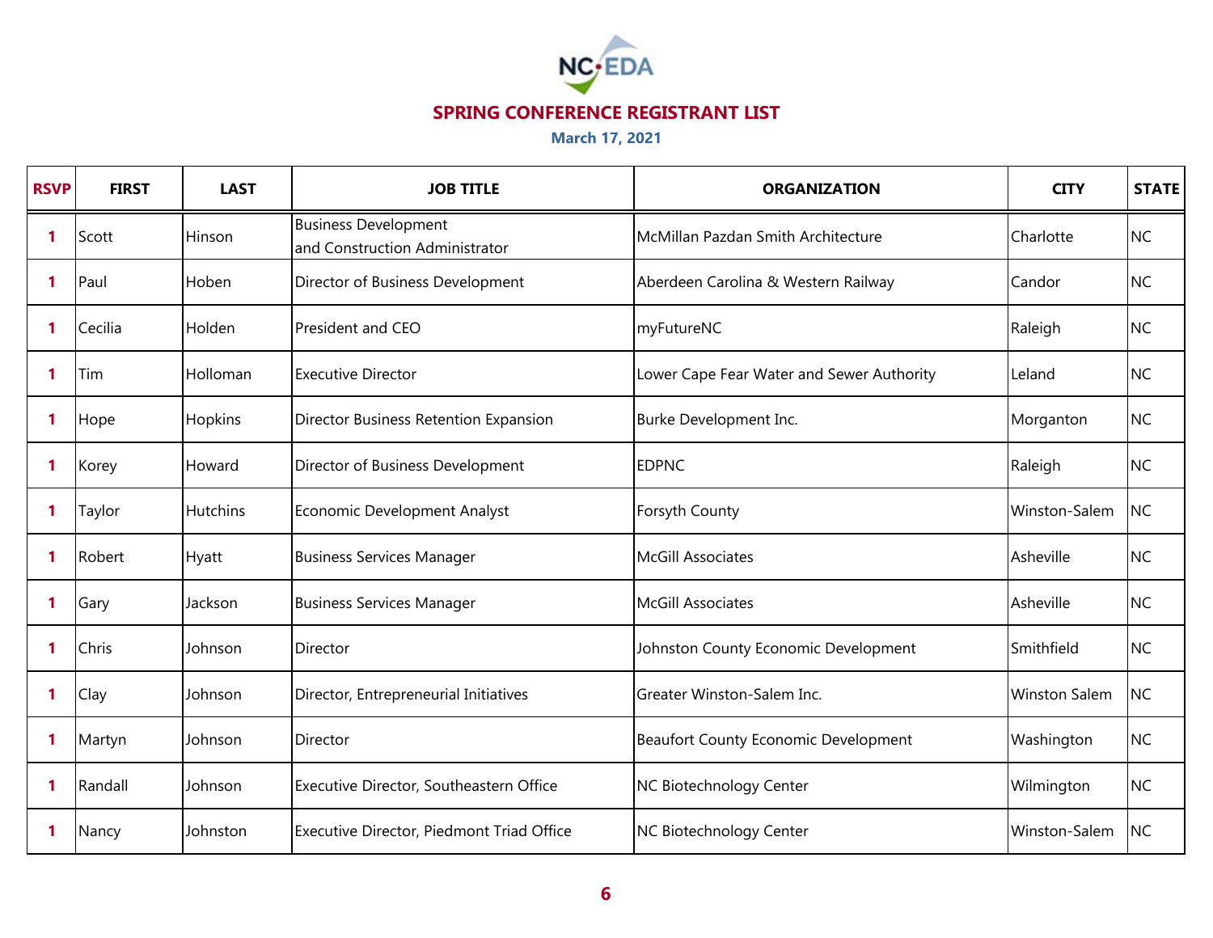NC•EDA

## SPRING CONFERENCE REGISTRANT LIST

**March 17, 2021**

| RSVP | FIRST | LAST | JOB TITLE | ORGANIZATION | CITY | STATE |
|---|---|---|---|---|---|---|
| 1 | Scott | Hinson | Business Development and Construction Administrator | McMillan Pazdan Smith Architecture | Charlotte | NC |
| 1 | Paul | Hoben | Director of Business Development | Aberdeen Carolina & Western Railway | Candor | NC |
| 1 | Cecilia | Holden | President and CEO | myFutureNC | Raleigh | NC |
| 1 | Tim | Holloman | Executive Director | Lower Cape Fear Water and Sewer Authority | Leland | NC |
| 1 | Hope | Hopkins | Director Business Retention Expansion | Burke Development Inc. | Morganton | NC |
| 1 | Korey | Howard | Director of Business Development | EDPNC | Raleigh | NC |
| 1 | Taylor | Hutchins | Economic Development Analyst | Forsyth County | Winston-Salem | NC |
| 1 | Robert | Hyatt | Business Services Manager | McGill Associates | Asheville | NC |
| 1 | Gary | Jackson | Business Services Manager | McGill Associates | Asheville | NC |
| 1 | Chris | Johnson | Director | Johnston County Economic Development | Smithfield | NC |
| 1 | Clay | Johnson | Director, Entrepreneurial Initiatives | Greater Winston-Salem Inc. | Winston Salem | NC |
| 1 | Martyn | Johnson | Director | Beaufort County Economic Development | Washington | NC |
| 1 | Randall | Johnson | Executive Director, Southeastern Office | NC Biotechnology Center | Wilmington | NC |
| 1 | Nancy | Johnston | Executive Director, Piedmont Triad Office | NC Biotechnology Center | Winston-Salem | NC |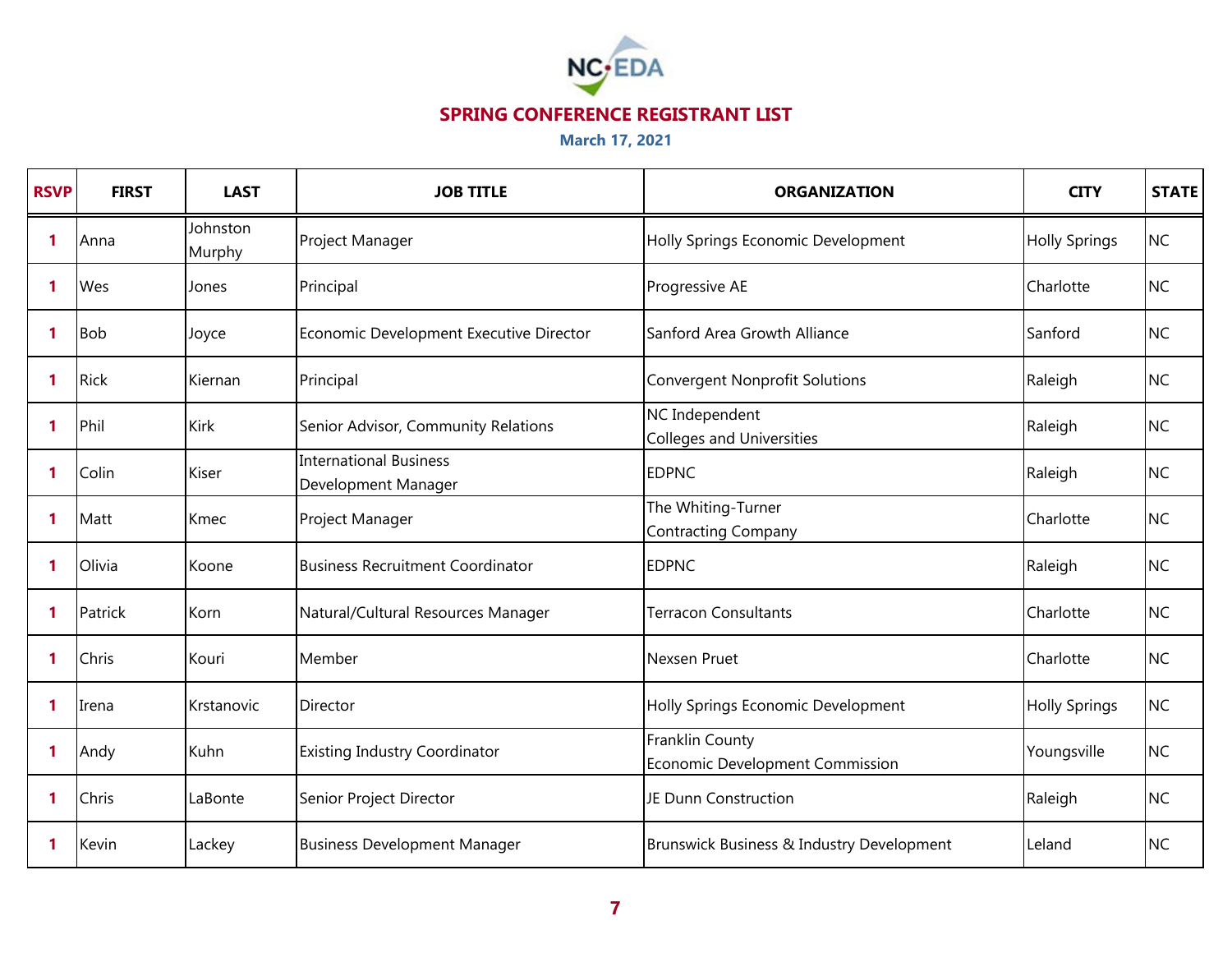NC EDA

## SPRING CONFERENCE REGISTRANT LIST

**March 17, 2021**

| RSVP | FIRST | LAST | JOB TITLE | ORGANIZATION | CITY | STATE |
|---|---|---|---|---|---|---|
| 1 | Anna | Johnston Murphy | Project Manager | Holly Springs Economic Development | Holly Springs | NC |
| 1 | Wes | Jones | Principal | Progressive AE | Charlotte | NC |
| 1 | Bob | Joyce | Economic Development Executive Director | Sanford Area Growth Alliance | Sanford | NC |
| 1 | Rick | Kiernan | Principal | Convergent Nonprofit Solutions | Raleigh | NC |
| 1 | Phil | Kirk | Senior Advisor, Community Relations | NC Independent Colleges and Universities | Raleigh | NC |
| 1 | Colin | Kiser | International Business Development Manager | EDPNC | Raleigh | NC |
| 1 | Matt | Kmec | Project Manager | The Whiting-Turner Contracting Company | Charlotte | NC |
| 1 | Olivia | Koone | Business Recruitment Coordinator | EDPNC | Raleigh | NC |
| 1 | Patrick | Korn | Natural/Cultural Resources Manager | Terracon Consultants | Charlotte | NC |
| 1 | Chris | Kouri | Member | Nexsen Pruet | Charlotte | NC |
| 1 | Irena | Krstanovic | Director | Holly Springs Economic Development | Holly Springs | NC |
| 1 | Andy | Kuhn | Existing Industry Coordinator | Franklin County Economic Development Commission | Youngsville | NC |
| 1 | Chris | LaBonte | Senior Project Director | JE Dunn Construction | Raleigh | NC |
| 1 | Kevin | Lackey | Business Development Manager | Brunswick Business & Industry Development | Leland | NC |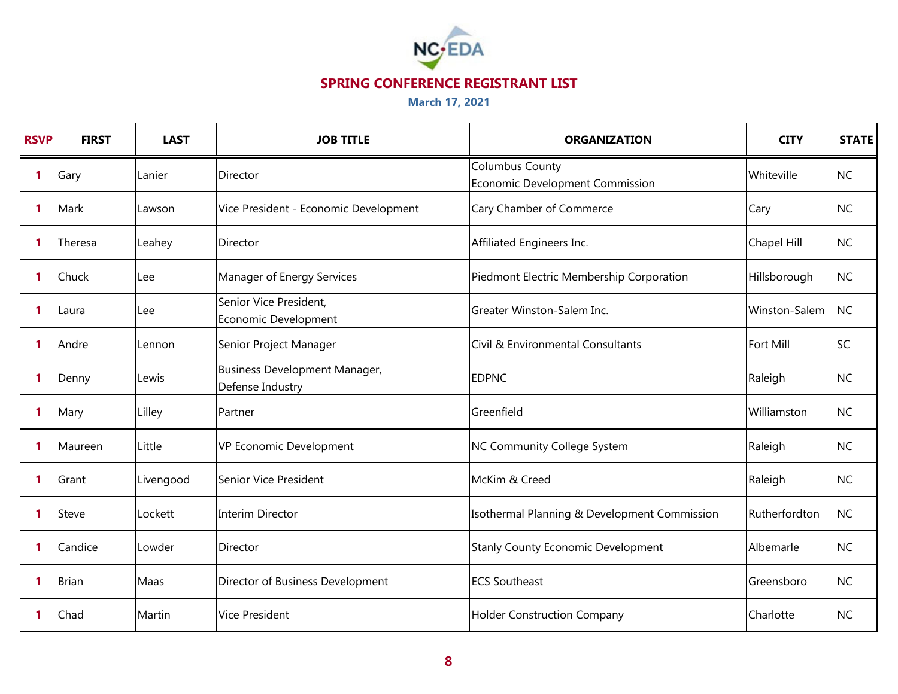NC EDA

## SPRING CONFERENCE REGISTRANT LIST

**March 17, 2021**

| RSVP | FIRST | LAST | JOB TITLE | ORGANIZATION | CITY | STATE |
|---|---|---|---|---|---|---|
| 1 | Gary | Lanier | Director | Columbus County Economic Development Commission | Whiteville | NC |
| 1 | Mark | Lawson | Vice President - Economic Development | Cary Chamber of Commerce | Cary | NC |
| 1 | Theresa | Leahey | Director | Affiliated Engineers Inc. | Chapel Hill | NC |
| 1 | Chuck | Lee | Manager of Energy Services | Piedmont Electric Membership Corporation | Hillsborough | NC |
| 1 | Laura | Lee | Senior Vice President, Economic Development | Greater Winston-Salem Inc. | Winston-Salem | NC |
| 1 | Andre | Lennon | Senior Project Manager | Civil & Environmental Consultants | Fort Mill | SC |
| 1 | Denny | Lewis | Business Development Manager, Defense Industry | EDPNC | Raleigh | NC |
| 1 | Mary | Lilley | Partner | Greenfield | Williamston | NC |
| 1 | Maureen | Little | VP Economic Development | NC Community College System | Raleigh | NC |
| 1 | Grant | Livengood | Senior Vice President | McKim & Creed | Raleigh | NC |
| 1 | Steve | Lockett | Interim Director | Isothermal Planning & Development Commission | Rutherfordton | NC |
| 1 | Candice | Lowder | Director | Stanly County Economic Development | Albemarle | NC |
| 1 | Brian | Maas | Director of Business Development | ECS Southeast | Greensboro | NC |
| 1 | Chad | Martin | Vice President | Holder Construction Company | Charlotte | NC |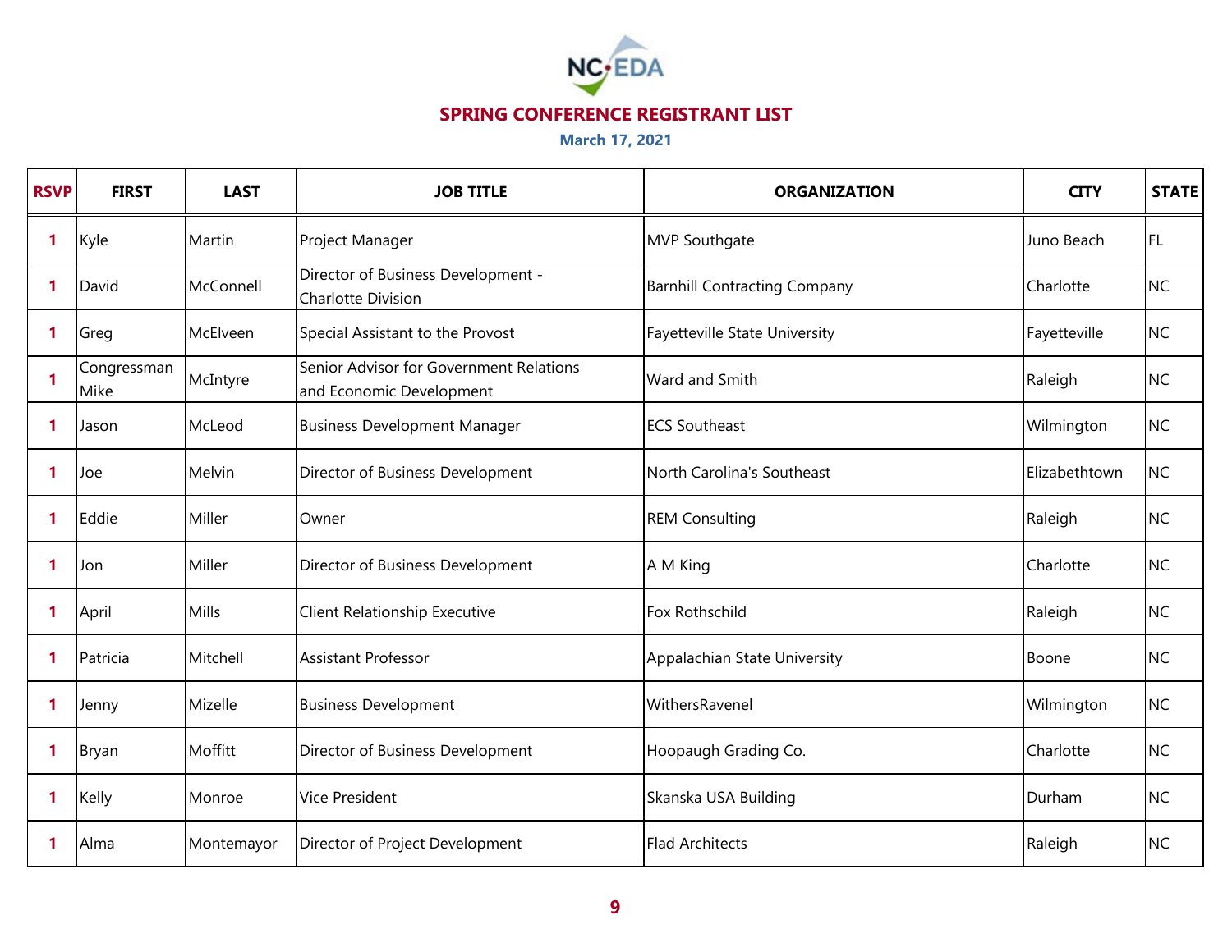## SPRING CONFERENCE REGISTRANT LIST

**March 17, 2021**

| RSVP | FIRST | LAST | JOB TITLE | ORGANIZATION | CITY | STATE |
|---|---|---|---|---|---|---|
| 1 | Kyle | Martin | Project Manager | MVP Southgate | Juno Beach | FL |
| 1 | David | McConnell | Director of Business Development - Charlotte Division | Barnhill Contracting Company | Charlotte | NC |
| 1 | Greg | McElveen | Special Assistant to the Provost | Fayetteville State University | Fayetteville | NC |
| 1 | Congressman Mike | McIntyre | Senior Advisor for Government Relations and Economic Development | Ward and Smith | Raleigh | NC |
| 1 | Jason | McLeod | Business Development Manager | ECS Southeast | Wilmington | NC |
| 1 | Joe | Melvin | Director of Business Development | North Carolina's Southeast | Elizabethtown | NC |
| 1 | Eddie | Miller | Owner | REM Consulting | Raleigh | NC |
| 1 | Jon | Miller | Director of Business Development | A M King | Charlotte | NC |
| 1 | April | Mills | Client Relationship Executive | Fox Rothschild | Raleigh | NC |
| 1 | Patricia | Mitchell | Assistant Professor | Appalachian State University | Boone | NC |
| 1 | Jenny | Mizelle | Business Development | WithersRavenel | Wilmington | NC |
| 1 | Bryan | Moffitt | Director of Business Development | Hoopaugh Grading Co. | Charlotte | NC |
| 1 | Kelly | Monroe | Vice President | Skanska USA Building | Durham | NC |
| 1 | Alma | Montemayor | Director of Project Development | Flad Architects | Raleigh | NC |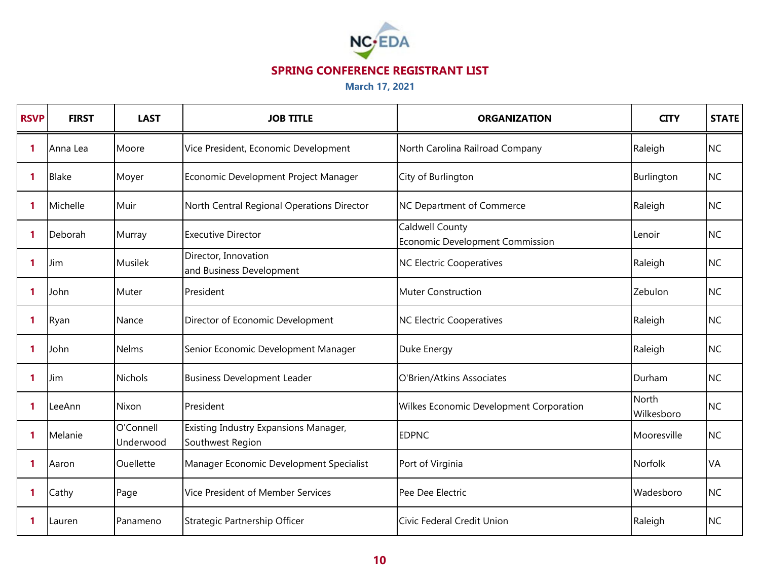## SPRING CONFERENCE REGISTRANT LIST

**March 17, 2021**

| RSVP | FIRST | LAST | JOB TITLE | ORGANIZATION | CITY | STATE |
|---|---|---|---|---|---|---|
| 1 | Anna Lea | Moore | Vice President, Economic Development | North Carolina Railroad Company | Raleigh | NC |
| 1 | Blake | Moyer | Economic Development Project Manager | City of Burlington | Burlington | NC |
| 1 | Michelle | Muir | North Central Regional Operations Director | NC Department of Commerce | Raleigh | NC |
| 1 | Deborah | Murray | Executive Director | Caldwell County Economic Development Commission | Lenoir | NC |
| 1 | Jim | Musilek | Director, Innovation and Business Development | NC Electric Cooperatives | Raleigh | NC |
| 1 | John | Muter | President | Muter Construction | Zebulon | NC |
| 1 | Ryan | Nance | Director of Economic Development | NC Electric Cooperatives | Raleigh | NC |
| 1 | John | Nelms | Senior Economic Development Manager | Duke Energy | Raleigh | NC |
| 1 | Jim | Nichols | Business Development Leader | O'Brien/Atkins Associates | Durham | NC |
| 1 | LeeAnn | Nixon | President | Wilkes Economic Development Corporation | North Wilkesboro | NC |
| 1 | Melanie | O'Connell Underwood | Existing Industry Expansions Manager, Southwest Region | EDPNC | Mooresville | NC |
| 1 | Aaron | Ouellette | Manager Economic Development Specialist | Port of Virginia | Norfolk | VA |
| 1 | Cathy | Page | Vice President of Member Services | Pee Dee Electric | Wadesboro | NC |
| 1 | Lauren | Panameno | Strategic Partnership Officer | Civic Federal Credit Union | Raleigh | NC |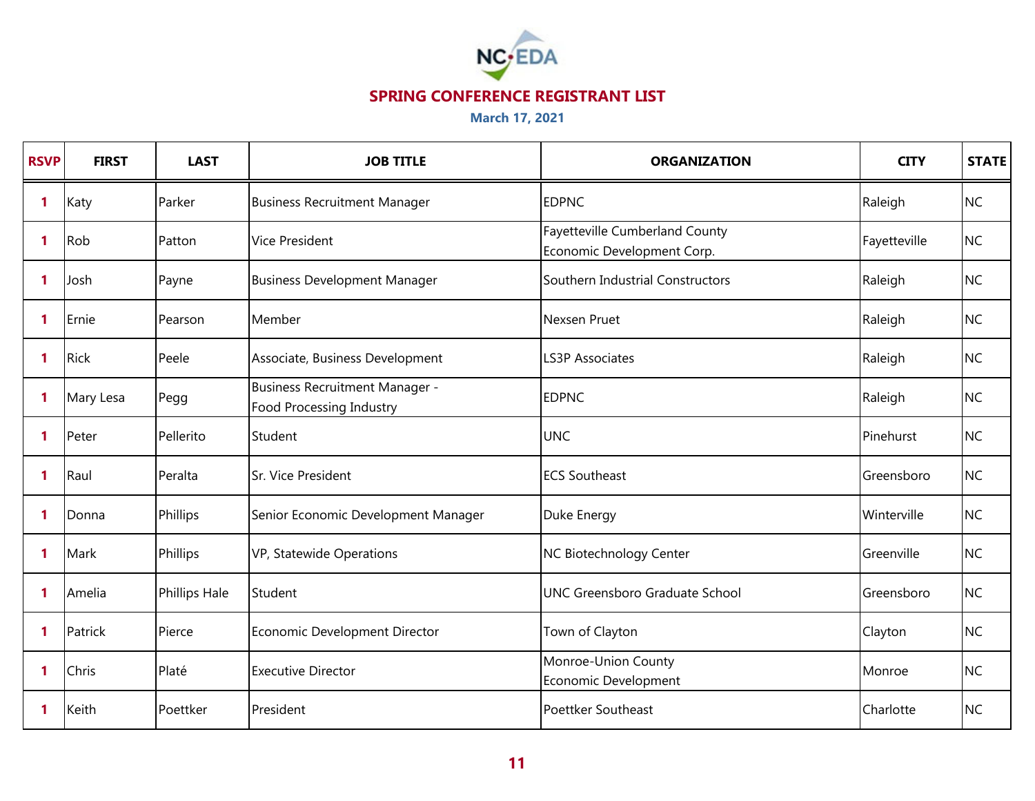NC•EDA

# SPRING CONFERENCE REGISTRANT LIST

**March 17, 2021**

| RSVP | FIRST | LAST | JOB TITLE | ORGANIZATION | CITY | STATE |
|---|---|---|---|---|---|---|
| 1 | Katy | Parker | Business Recruitment Manager | EDPNC | Raleigh | NC |
| 1 | Rob | Patton | Vice President | Fayetteville Cumberland County Economic Development Corp. | Fayetteville | NC |
| 1 | Josh | Payne | Business Development Manager | Southern Industrial Constructors | Raleigh | NC |
| 1 | Ernie | Pearson | Member | Nexsen Pruet | Raleigh | NC |
| 1 | Rick | Peele | Associate, Business Development | LS3P Associates | Raleigh | NC |
| 1 | Mary Lesa | Pegg | Business Recruitment Manager - Food Processing Industry | EDPNC | Raleigh | NC |
| 1 | Peter | Pellerito | Student | UNC | Pinehurst | NC |
| 1 | Raul | Peralta | Sr. Vice President | ECS Southeast | Greensboro | NC |
| 1 | Donna | Phillips | Senior Economic Development Manager | Duke Energy | Winterville | NC |
| 1 | Mark | Phillips | VP, Statewide Operations | NC Biotechnology Center | Greenville | NC |
| 1 | Amelia | Phillips Hale | Student | UNC Greensboro Graduate School | Greensboro | NC |
| 1 | Patrick | Pierce | Economic Development Director | Town of Clayton | Clayton | NC |
| 1 | Chris | Platé | Executive Director | Monroe-Union County Economic Development | Monroe | NC |
| 1 | Keith | Poettker | President | Poettker Southeast | Charlotte | NC |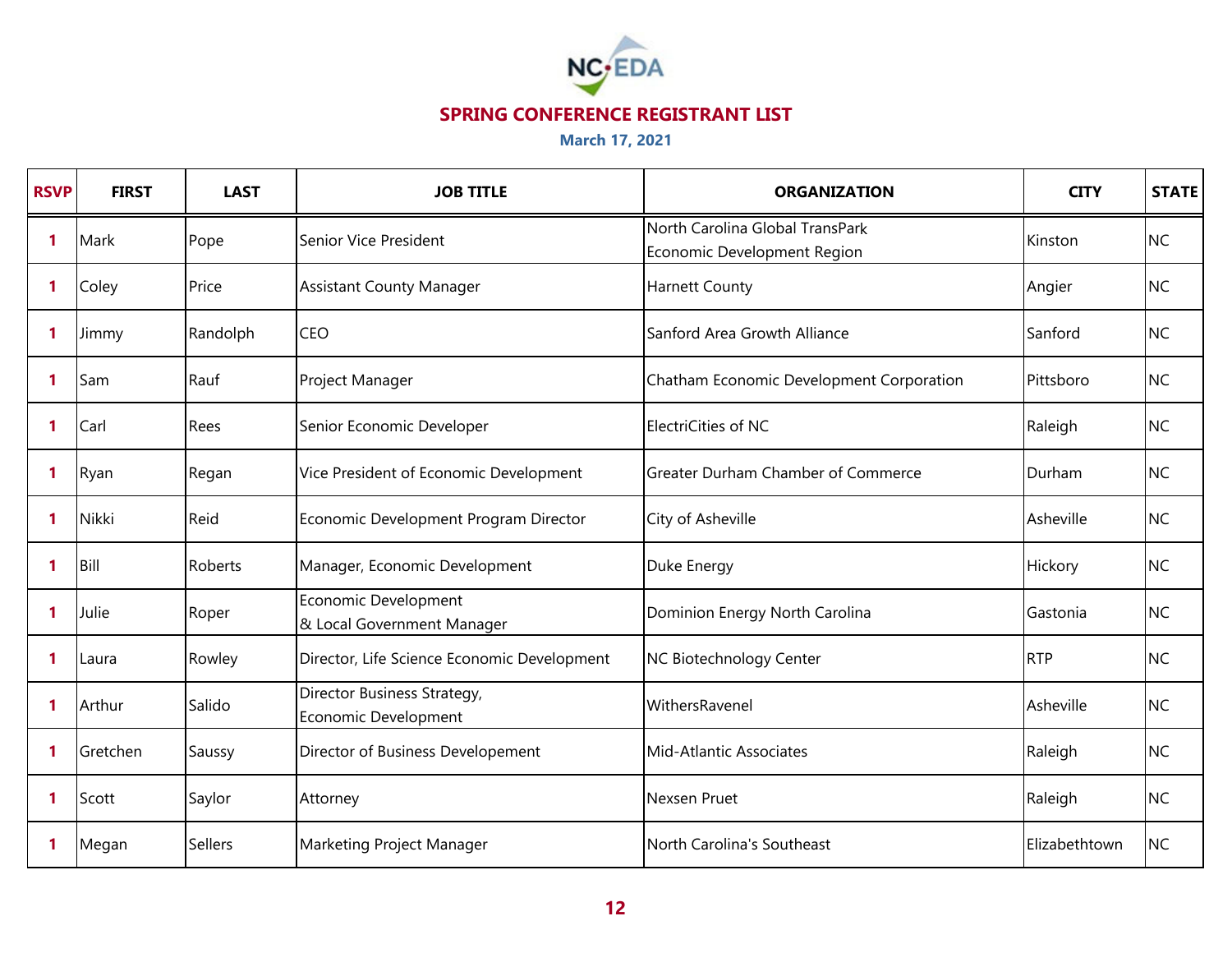NC•EDA

## SPRING CONFERENCE REGISTRANT LIST

**March 17, 2021**

| RSVP | FIRST | LAST | JOB TITLE | ORGANIZATION | CITY | STATE |
|---|---|---|---|---|---|---|
| 1 | Mark | Pope | Senior Vice President | North Carolina Global TransPark Economic Development Region | Kinston | NC |
| 1 | Coley | Price | Assistant County Manager | Harnett County | Angier | NC |
| 1 | Jimmy | Randolph | CEO | Sanford Area Growth Alliance | Sanford | NC |
| 1 | Sam | Rauf | Project Manager | Chatham Economic Development Corporation | Pittsboro | NC |
| 1 | Carl | Rees | Senior Economic Developer | ElectriCities of NC | Raleigh | NC |
| 1 | Ryan | Regan | Vice President of Economic Development | Greater Durham Chamber of Commerce | Durham | NC |
| 1 | Nikki | Reid | Economic Development Program Director | City of Asheville | Asheville | NC |
| 1 | Bill | Roberts | Manager, Economic Development | Duke Energy | Hickory | NC |
| 1 | Julie | Roper | Economic Development & Local Government Manager | Dominion Energy North Carolina | Gastonia | NC |
| 1 | Laura | Rowley | Director, Life Science Economic Development | NC Biotechnology Center | RTP | NC |
| 1 | Arthur | Salido | Director Business Strategy, Economic Development | WithersRavenel | Asheville | NC |
| 1 | Gretchen | Saussy | Director of Business Developement | Mid-Atlantic Associates | Raleigh | NC |
| 1 | Scott | Saylor | Attorney | Nexsen Pruet | Raleigh | NC |
| 1 | Megan | Sellers | Marketing Project Manager | North Carolina's Southeast | Elizabethtown | NC |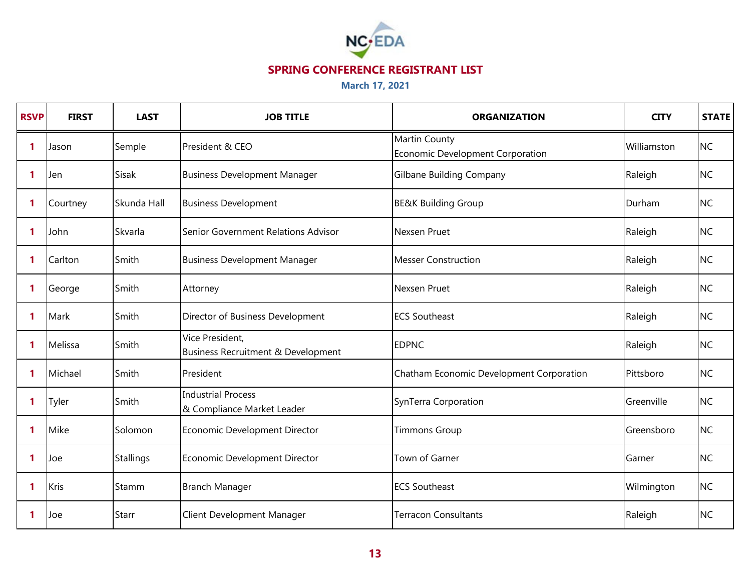NC•EDA

## SPRING CONFERENCE REGISTRANT LIST

**March 17, 2021**

| RSVP | FIRST | LAST | JOB TITLE | ORGANIZATION | CITY | STATE |
|---|---|---|---|---|---|---|
| 1 | Jason | Semple | President & CEO | Martin County Economic Development Corporation | Williamston | NC |
| 1 | Jen | Sisak | Business Development Manager | Gilbane Building Company | Raleigh | NC |
| 1 | Courtney | Skunda Hall | Business Development | BE&K Building Group | Durham | NC |
| 1 | John | Skvarla | Senior Government Relations Advisor | Nexsen Pruet | Raleigh | NC |
| 1 | Carlton | Smith | Business Development Manager | Messer Construction | Raleigh | NC |
| 1 | George | Smith | Attorney | Nexsen Pruet | Raleigh | NC |
| 1 | Mark | Smith | Director of Business Development | ECS Southeast | Raleigh | NC |
| 1 | Melissa | Smith | Vice President, Business Recruitment & Development | EDPNC | Raleigh | NC |
| 1 | Michael | Smith | President | Chatham Economic Development Corporation | Pittsboro | NC |
| 1 | Tyler | Smith | Industrial Process & Compliance Market Leader | SynTerra Corporation | Greenville | NC |
| 1 | Mike | Solomon | Economic Development Director | Timmons Group | Greensboro | NC |
| 1 | Joe | Stallings | Economic Development Director | Town of Garner | Garner | NC |
| 1 | Kris | Stamm | Branch Manager | ECS Southeast | Wilmington | NC |
| 1 | Joe | Starr | Client Development Manager | Terracon Consultants | Raleigh | NC |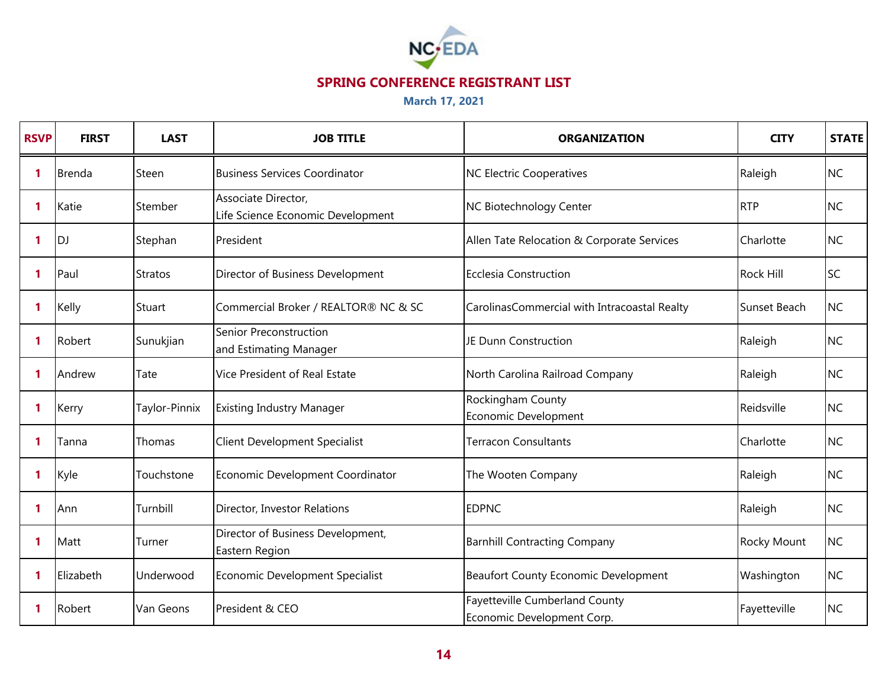# SPRING CONFERENCE REGISTRANT LIST

**March 17, 2021**

| RSVP | FIRST | LAST | JOB TITLE | ORGANIZATION | CITY | STATE |
|---|---|---|---|---|---|---|
| 1 | Brenda | Steen | Business Services Coordinator | NC Electric Cooperatives | Raleigh | NC |
| 1 | Katie | Stember | Associate Director, Life Science Economic Development | NC Biotechnology Center | RTP | NC |
| 1 | DJ | Stephan | President | Allen Tate Relocation & Corporate Services | Charlotte | NC |
| 1 | Paul | Stratos | Director of Business Development | Ecclesia Construction | Rock Hill | SC |
| 1 | Kelly | Stuart | Commercial Broker / REALTOR® NC & SC | CarolinasCommercial with Intracoastal Realty | Sunset Beach | NC |
| 1 | Robert | Sunukjian | Senior Preconstruction and Estimating Manager | JE Dunn Construction | Raleigh | NC |
| 1 | Andrew | Tate | Vice President of Real Estate | North Carolina Railroad Company | Raleigh | NC |
| 1 | Kerry | Taylor-Pinnix | Existing Industry Manager | Rockingham County Economic Development | Reidsville | NC |
| 1 | Tanna | Thomas | Client Development Specialist | Terracon Consultants | Charlotte | NC |
| 1 | Kyle | Touchstone | Economic Development Coordinator | The Wooten Company | Raleigh | NC |
| 1 | Ann | Turnbill | Director, Investor Relations | EDPNC | Raleigh | NC |
| 1 | Matt | Turner | Director of Business Development, Eastern Region | Barnhill Contracting Company | Rocky Mount | NC |
| 1 | Elizabeth | Underwood | Economic Development Specialist | Beaufort County Economic Development | Washington | NC |
| 1 | Robert | Van Geons | President & CEO | Fayetteville Cumberland County Economic Development Corp. | Fayetteville | NC |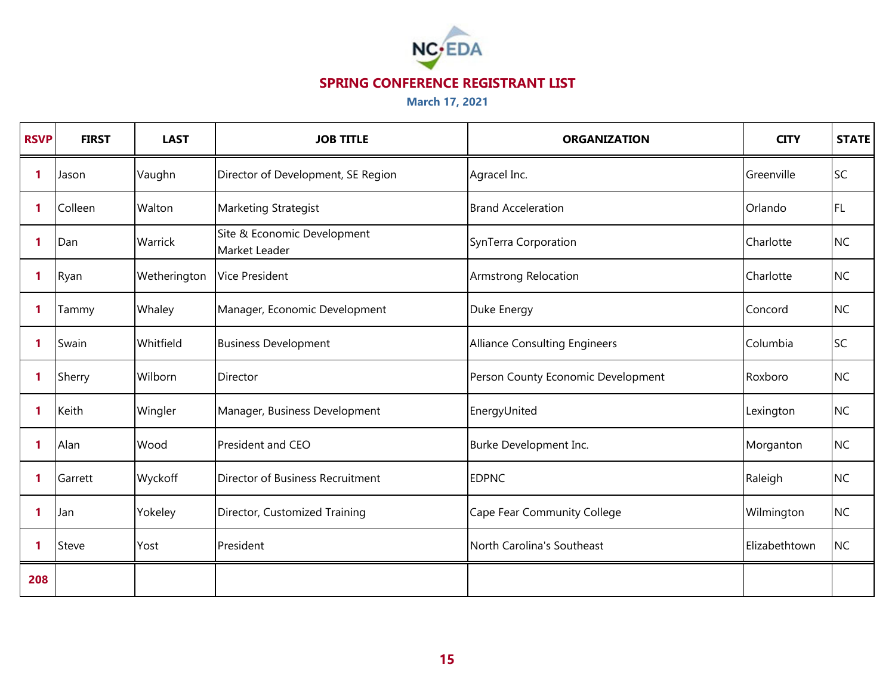NC•EDA

## SPRING CONFERENCE REGISTRANT LIST

**March 17, 2021**

| RSVP | FIRST | LAST | JOB TITLE | ORGANIZATION | CITY | STATE |
|---|---|---|---|---|---|---|
| 1 | Jason | Vaughn | Director of Development, SE Region | Agracel Inc. | Greenville | SC |
| 1 | Colleen | Walton | Marketing Strategist | Brand Acceleration | Orlando | FL |
| 1 | Dan | Warrick | Site & Economic Development Market Leader | SynTerra Corporation | Charlotte | NC |
| 1 | Ryan | Wetherington | Vice President | Armstrong Relocation | Charlotte | NC |
| 1 | Tammy | Whaley | Manager, Economic Development | Duke Energy | Concord | NC |
| 1 | Swain | Whitfield | Business Development | Alliance Consulting Engineers | Columbia | SC |
| 1 | Sherry | Wilborn | Director | Person County Economic Development | Roxboro | NC |
| 1 | Keith | Wingler | Manager, Business Development | EnergyUnited | Lexington | NC |
| 1 | Alan | Wood | President and CEO | Burke Development Inc. | Morganton | NC |
| 1 | Garrett | Wyckoff | Director of Business Recruitment | EDPNC | Raleigh | NC |
| 1 | Jan | Yokeley | Director, Customized Training | Cape Fear Community College | Wilmington | NC |
| 1 | Steve | Yost | President | North Carolina's Southeast | Elizabethtown | NC |
| 208 | | | | | | |